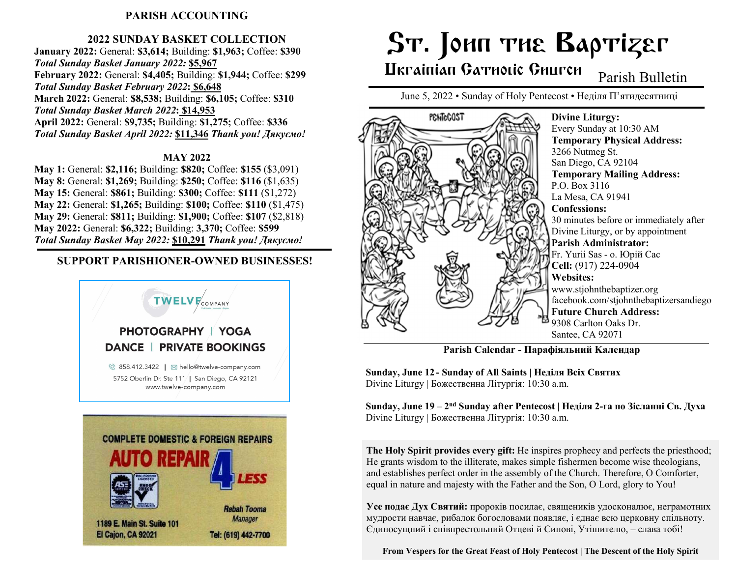## PARISH ACCOUNTING

### 2022 SUNDAY BASKET COLLECTION

**January 2022:** General: **$3,614;** Building: **$1,963;** Coffee: **$390**
***Total Sunday Basket January 2022:*** ***$5,967***
**February 2022:** General: **$4,405;** Building: **$1,944;** Coffee: **$299**
***Total Sunday Basket February 2022: $6,648***
**March 2022:** General: **$8,538;** Building: **$6,105;** Coffee: **$310**
***Total Sunday Basket March 2022: $14,953***
**April 2022:** General: **$9,735;** Building: **$1,275;** Coffee: **$336**
***Total Sunday Basket April 2022: $11,346 Thank you! Дякуємо!***

### MAY 2022

**May 1:** General: **$2,116;** Building: **$820;** Coffee: **$155** ($3,091)
**May 8:** General: **$1,269;** Building: **$250;** Coffee: **$116** ($1,635)
**May 15:** General: **$861;** Building: **$300;** Coffee: **$111** ($1,272)
**May 22:** General: **$1,265;** Building: **$100;** Coffee: **$110** ($1,475)
**May 29:** General: **$811;** Building: **$1,900;** Coffee: **$107** ($2,818)
**May 2022:** General: **$6,322;** Building: **3,370;** Coffee: **$599**
***Total Sunday Basket May 2022: $10,291 Thank you! Дякуємо!***

## SUPPORT PARISHIONER-OWNED BUSINESSES!

TWELVE COMPANY

PHOTOGRAPHY | YOGA
DANCE | PRIVATE BOOKINGS

858.412.3422 | hello@twelve-company.com
5752 Oberlin Dr. Ste 111 | San Diego, CA 92121
www.twelve-company.com

COMPLETE DOMESTIC & FOREIGN REPAIRS
AUTO REPAIR 4 LESS

Rabah Tooma
Manager

1189 E. Main St. Suite 101
El Cajon, CA 92021

Tel: (619) 442-7700

# St. John the Baptizer Ukrainian Catholic Church

Parish Bulletin

June 5, 2022 • Sunday of Holy Pentecost • Неділя П'ятидесятниці

**Divine Liturgy:**
Every Sunday at 10:30 AM
**Temporary Physical Address:**
3266 Nutmeg St.
San Diego, CA 92104
**Temporary Mailing Address:**
P.O. Box 3116
La Mesa, CA 91941
**Confessions:**
30 minutes before or immediately after Divine Liturgy, or by appointment
**Parish Administrator:**
Fr. Yurii Sas - о. Юрій Сас
**Cell:** (917) 224-0904
**Websites:**
www.stjohnthebaptizer.org
facebook.com/stjohnthebaptizersandiego
**Future Church Address:**
9308 Carlton Oaks Dr.
Santee, CA 92071

### Parish Calendar - Парафіяльний Календар

**Sunday, June 12 - Sunday of All Saints | Неділя Всіх Святих**
Divine Liturgy | Божественна Літургія: 10:30 a.m.

**Sunday, June 19 – 2nd Sunday after Pentecost | Неділя 2-га по Зісланні Св. Духа**
Divine Liturgy | Божественна Літургія: 10:30 a.m.

**The Holy Spirit provides every gift:** He inspires prophecy and perfects the priesthood; He grants wisdom to the illiterate, makes simple fishermen become wise theologians, and establishes perfect order in the assembly of the Church. Therefore, O Comforter, equal in nature and majesty with the Father and the Son, O Lord, glory to You!

**Усе подає Дух Святий:** пророків посилає, священиків удосконалює, неграмотних мудрости навчає, рибалок богословами появляє, і єднає всю церковну спільноту. Єдиносущний і співпрестольний Отцеві й Синові, Утішителю, – слава тобі!

**From Vespers for the Great Feast of Holy Pentecost | The Descent of the Holy Spirit**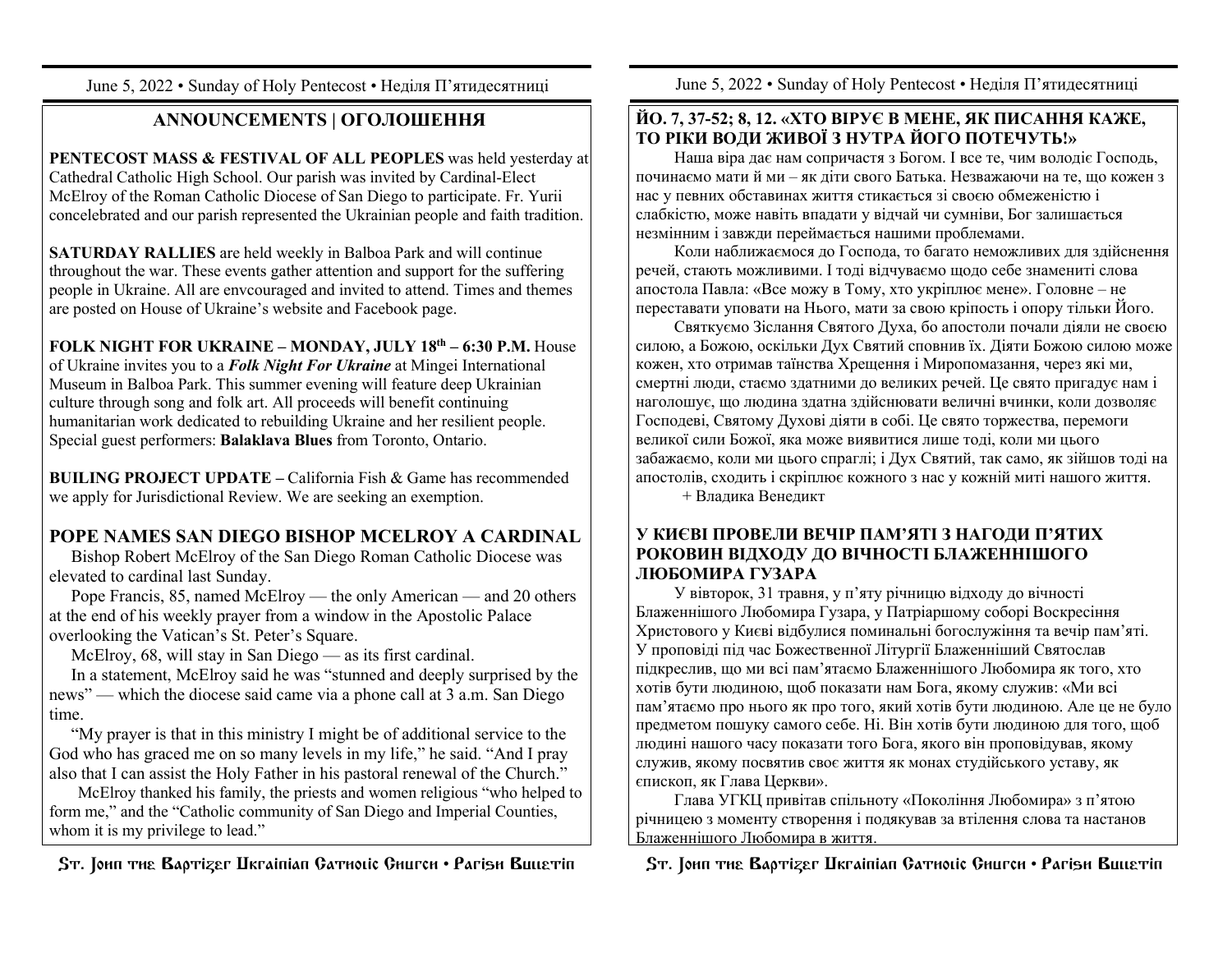## ANNOUNCEMENTS | ОГОЛОШЕННЯ

**PENTECOST MASS & FESTIVAL OF ALL PEOPLES** was held yesterday at Cathedral Catholic High School. Our parish was invited by Cardinal-Elect McElroy of the Roman Catholic Diocese of San Diego to participate. Fr. Yurii concelebrated and our parish represented the Ukrainian people and faith tradition.

**SATURDAY RALLIES** are held weekly in Balboa Park and will continue throughout the war. These events gather attention and support for the suffering people in Ukraine. All are envcouraged and invited to attend. Times and themes are posted on House of Ukraine's website and Facebook page.

**FOLK NIGHT FOR UKRAINE – MONDAY, JULY 18th – 6:30 P.M.** House of Ukraine invites you to a ***Folk Night For Ukraine*** at Mingei International Museum in Balboa Park. This summer evening will feature deep Ukrainian culture through song and folk art. All proceeds will benefit continuing humanitarian work dedicated to rebuilding Ukraine and her resilient people. Special guest performers: **Balaklava Blues** from Toronto, Ontario.

**BUILING PROJECT UPDATE –** California Fish & Game has recommended we apply for Jurisdictional Review. We are seeking an exemption.

## POPE NAMES SAN DIEGO BISHOP MCELROY A CARDINAL

Bishop Robert McElroy of the San Diego Roman Catholic Diocese was elevated to cardinal last Sunday.

Pope Francis, 85, named McElroy — the only American — and 20 others at the end of his weekly prayer from a window in the Apostolic Palace overlooking the Vatican's St. Peter's Square.

McElroy, 68, will stay in San Diego — as its first cardinal.

In a statement, McElroy said he was "stunned and deeply surprised by the news" — which the diocese said came via a phone call at 3 a.m. San Diego time.

"My prayer is that in this ministry I might be of additional service to the God who has graced me on so many levels in my life," he said. "And I pray also that I can assist the Holy Father in his pastoral renewal of the Church."

McElroy thanked his family, the priests and women religious "who helped to form me," and the "Catholic community of San Diego and Imperial Counties, whom it is my privilege to lead."

## ЙО. 7, 37-52; 8, 12. «ХТО ВІРУЄ В МЕНЕ, ЯК ПИСАННЯ КАЖЕ, ТО РІКИ ВОДИ ЖИВОЇ З НУТРА ЙОГО ПОТЕЧУТЬ!»

Наша віра дає нам сопричастя з Богом. І все те, чим володіє Господь, починаємо мати й ми – як діти свого Батька. Незважаючи на те, що кожен з нас у певних обставинах життя стикається зі своєю обмеженістю і слабкістю, може навіть впадати у відчай чи сумніви, Бог залишається незмінним і завжди переймається нашими проблемами.

Коли наближаємося до Господа, то багато неможливих для здійснення речей, стають можливими. І тоді відчуваємо щодо себе знамениті слова апостола Павла: «Все можу в Тому, хто укріплює мене». Головне – не переставати уповати на Нього, мати за свою кріпость і опору тільки Його.

Святкуємо Зіслання Святого Духа, бо апостоли почали діяли не своєю силою, а Божою, оскільки Дух Святий сповнив їх. Діяти Божою силою може кожен, хто отримав таїнства Хрещення і Миропомазання, через які ми, смертні люди, стаємо здатними до великих речей. Це свято пригадує нам і наголошує, що людина здатна здійснювати величні вчинки, коли дозволяє Господеві, Святому Духові діяти в собі. Це свято торжества, перемоги великої сили Божої, яка може виявитися лише тоді, коли ми цього забажаємо, коли ми цього спраглі; і Дух Святий, так само, як зійшов тоді на апостолів, сходить і скріплює кожного з нас у кожній миті нашого життя.

+ Владика Венедикт

## У КИЄВІ ПРОВЕЛИ ВЕЧІР ПАМ'ЯТІ З НАГОДИ П'ЯТИХ РОКОВИН ВІДХОДУ ДО ВІЧНОСТІ БЛАЖЕННІШОГО ЛЮБОМИРА ГУЗАРА

У вівторок, 31 травня, у п'яту річницю відходу до вічності Блаженнішого Любомира Гузара, у Патріаршому соборі Воскресіння Христового у Києві відбулися поминальні богослужіння та вечір пам'яті. У проповіді під час Божественної Літургії Блаженніший Святослав підкреслив, що ми всі пам'ятаємо Блаженнішого Любомира як того, хто хотів бути людиною, щоб показати нам Бога, якому служив: «Ми всі пам'ятаємо про нього як про того, який хотів бути людиною. Але це не було предметом пошуку самого себе. Ні. Він хотів бути людиною для того, щоб людині нашого часу показати того Бога, якого він проповідував, якому служив, якому посвятив своє життя як монах студійського уставу, як єпископ, як Глава Церкви».

Глава УГКЦ привітав спільноту «Покоління Любомира» з п'ятою річницею з моменту створення і подякував за втілення слова та настанов Блаженнішого Любомира в життя.